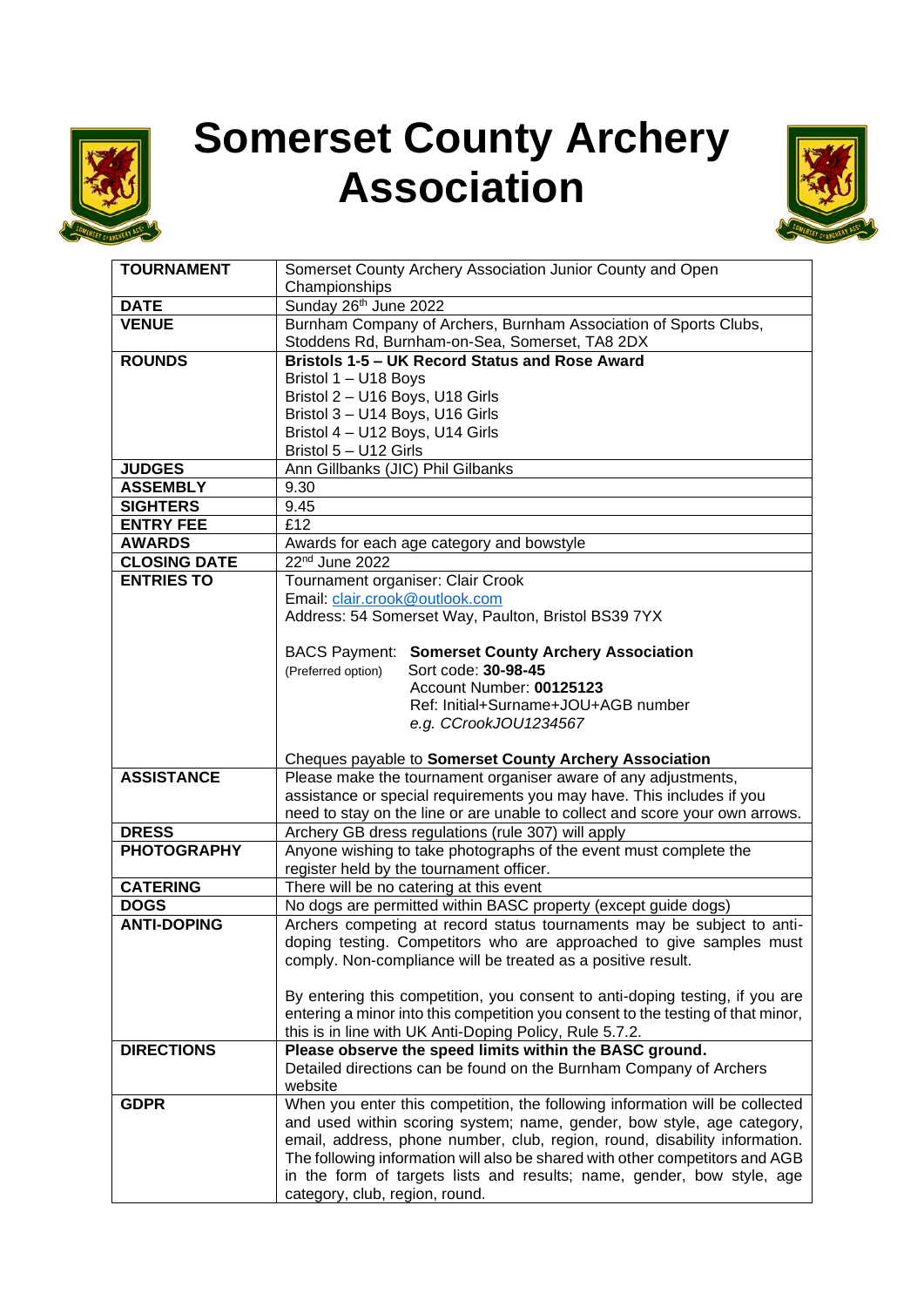# Somerset County Archery Association

| | |
|---|---|
| **TOURNAMENT** | Somerset County Archery Association Junior County and Open Championships |
| **DATE** | Sunday 26th June 2022 |
| **VENUE** | Burnham Company of Archers, Burnham Association of Sports Clubs, Stoddens Rd, Burnham-on-Sea, Somerset, TA8 2DX |
| **ROUNDS** | **Bristols 1-5 – UK Record Status and Rose Award**<br>Bristol 1 – U18 Boys<br>Bristol 2 – U16 Boys, U18 Girls<br>Bristol 3 – U14 Boys, U16 Girls<br>Bristol 4 – U12 Boys, U14 Girls<br>Bristol 5 – U12 Girls |
| **JUDGES** | Ann Gillbanks (JIC) Phil Gilbanks |
| **ASSEMBLY** | 9.30 |
| **SIGHTERS** | 9.45 |
| **ENTRY FEE** | £12 |
| **AWARDS** | Awards for each age category and bowstyle |
| **CLOSING DATE** | 22nd June 2022 |
| **ENTRIES TO** | Tournament organiser: Clair Crook<br>Email: clair.crook@outlook.com<br>Address: 54 Somerset Way, Paulton, Bristol BS39 7YX<br><br>BACS Payment: **Somerset County Archery Association**<br>(Preferred option) Sort code: **30-98-45**<br>Account Number: **00125123**<br>Ref: Initial+Surname+JOU+AGB number<br>*e.g. CCrookJOU1234567*<br><br>Cheques payable to **Somerset County Archery Association** |
| **ASSISTANCE** | Please make the tournament organiser aware of any adjustments, assistance or special requirements you may have. This includes if you need to stay on the line or are unable to collect and score your own arrows. |
| **DRESS** | Archery GB dress regulations (rule 307) will apply |
| **PHOTOGRAPHY** | Anyone wishing to take photographs of the event must complete the register held by the tournament officer. |
| **CATERING** | There will be no catering at this event |
| **DOGS** | No dogs are permitted within BASC property (except guide dogs) |
| **ANTI-DOPING** | Archers competing at record status tournaments may be subject to anti-doping testing. Competitors who are approached to give samples must comply. Non-compliance will be treated as a positive result.<br><br>By entering this competition, you consent to anti-doping testing, if you are entering a minor into this competition you consent to the testing of that minor, this is in line with UK Anti-Doping Policy, Rule 5.7.2. |
| **DIRECTIONS** | **Please observe the speed limits within the BASC ground.**<br>Detailed directions can be found on the Burnham Company of Archers website |
| **GDPR** | When you enter this competition, the following information will be collected and used within scoring system; name, gender, bow style, age category, email, address, phone number, club, region, round, disability information. The following information will also be shared with other competitors and AGB in the form of targets lists and results; name, gender, bow style, age category, club, region, round. |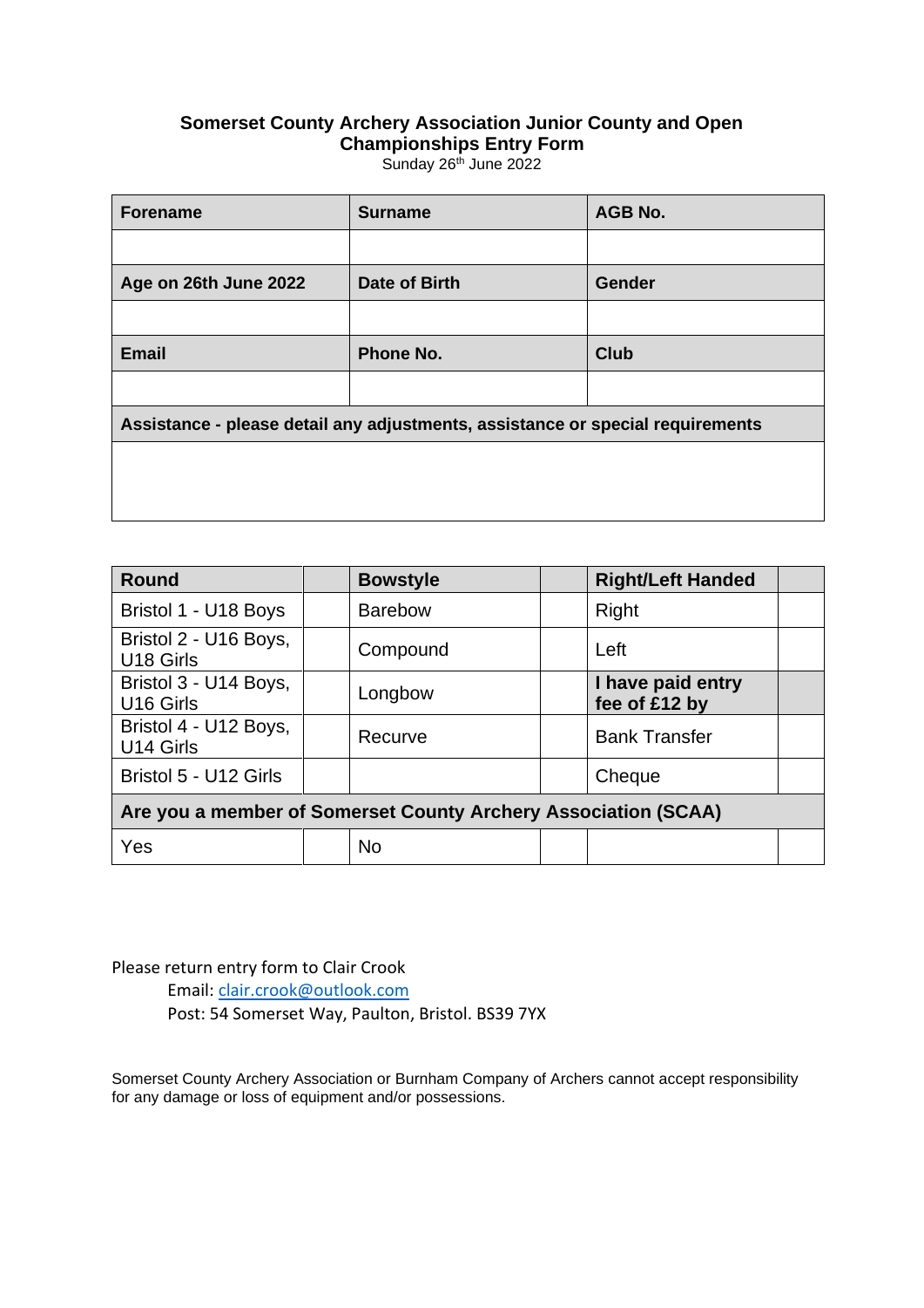**Somerset County Archery Association Junior County and Open Championships Entry Form**

Sunday 26th June 2022

| **Forename** | **Surname** | **AGB No.** |
|---|---|---|
| | | |
| **Age on 26th June 2022** | **Date of Birth** | **Gender** |
| | | |
| **Email** | **Phone No.** | **Club** |
| | | |
| **Assistance - please detail any adjustments, assistance or special requirements** | | |
| | | |

| **Round** | | **Bowstyle** | | **Right/Left Handed** | |
|---|---|---|---|---|---|
| Bristol 1 - U18 Boys | | Barebow | | Right | |
| Bristol 2 - U16 Boys, U18 Girls | | Compound | | Left | |
| Bristol 3 - U14 Boys, U16 Girls | | Longbow | | **I have paid entry fee of £12 by** | |
| Bristol 4 - U12 Boys, U14 Girls | | Recurve | | Bank Transfer | |
| Bristol 5 - U12 Girls | | | | Cheque | |
| **Are you a member of Somerset County Archery Association (SCAA)** | | | | | |
| Yes | | No | | | |

Please return entry form to Clair Crook

Email: clair.crook@outlook.com

Post: 54 Somerset Way, Paulton, Bristol. BS39 7YX

Somerset County Archery Association or Burnham Company of Archers cannot accept responsibility for any damage or loss of equipment and/or possessions.